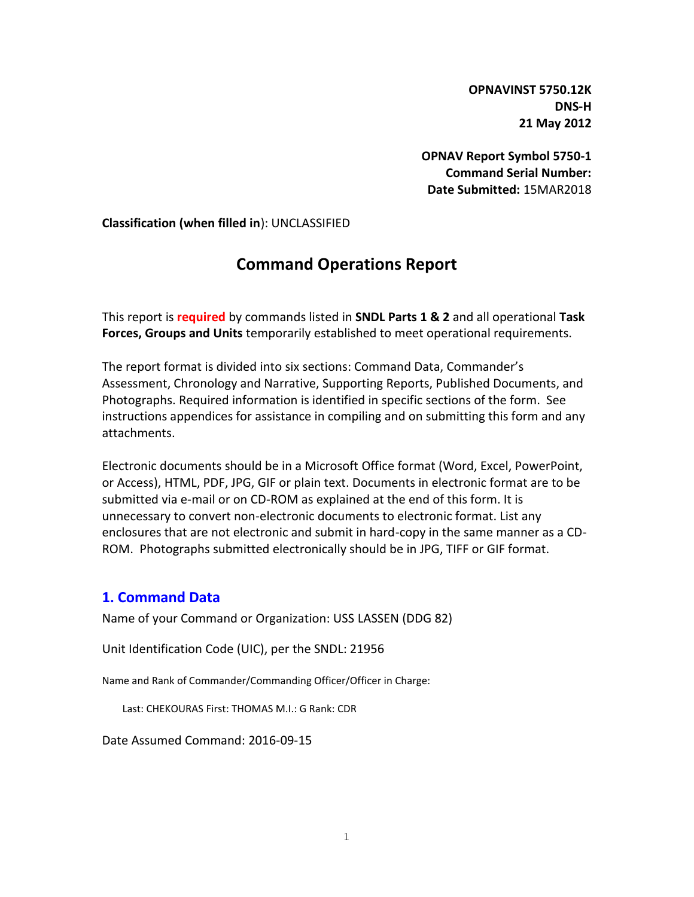**OPNAVINST 5750.12K**
**DNS-H**
**21 May 2012**

**OPNAV Report Symbol 5750-1**
**Command Serial Number:**
**Date Submitted:** 15MAR2018

**Classification (when filled in**): UNCLASSIFIED

# Command Operations Report

This report is **required** by commands listed in **SNDL Parts 1 & 2** and all operational **Task Forces, Groups and Units** temporarily established to meet operational requirements.

The report format is divided into six sections: Command Data, Commander's Assessment, Chronology and Narrative, Supporting Reports, Published Documents, and Photographs. Required information is identified in specific sections of the form. See instructions appendices for assistance in compiling and on submitting this form and any attachments.

Electronic documents should be in a Microsoft Office format (Word, Excel, PowerPoint, or Access), HTML, PDF, JPG, GIF or plain text. Documents in electronic format are to be submitted via e-mail or on CD-ROM as explained at the end of this form. It is unnecessary to convert non-electronic documents to electronic format. List any enclosures that are not electronic and submit in hard-copy in the same manner as a CD-ROM. Photographs submitted electronically should be in JPG, TIFF or GIF format.

## 1. Command Data

Name of your Command or Organization: USS LASSEN (DDG 82)

Unit Identification Code (UIC), per the SNDL: 21956

Name and Rank of Commander/Commanding Officer/Officer in Charge:

Last: CHEKOURAS First: THOMAS M.I.: G Rank: CDR

Date Assumed Command: 2016-09-15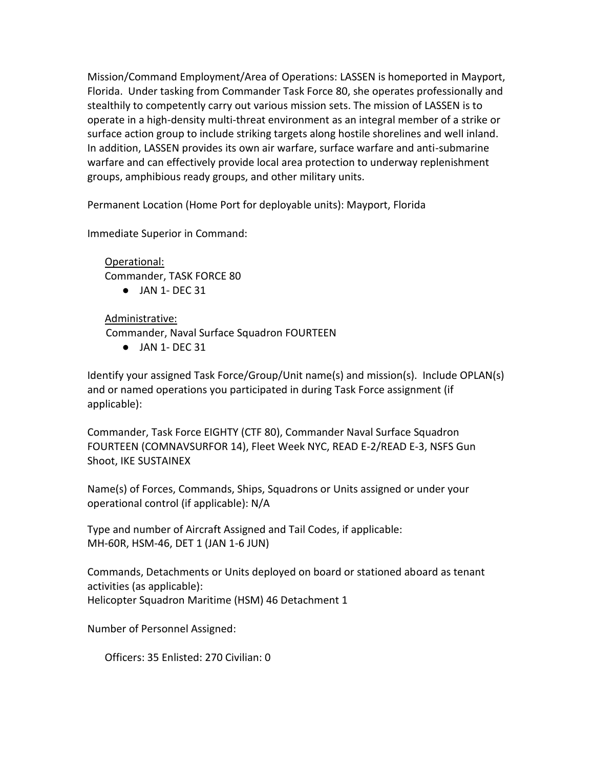Mission/Command Employment/Area of Operations: LASSEN is homeported in Mayport, Florida. Under tasking from Commander Task Force 80, she operates professionally and stealthily to competently carry out various mission sets. The mission of LASSEN is to operate in a high-density multi-threat environment as an integral member of a strike or surface action group to include striking targets along hostile shorelines and well inland. In addition, LASSEN provides its own air warfare, surface warfare and anti-submarine warfare and can effectively provide local area protection to underway replenishment groups, amphibious ready groups, and other military units.

Permanent Location (Home Port for deployable units): Mayport, Florida

Immediate Superior in Command:

<u>Operational:</u>
Commander, TASK FORCE 80

- JAN 1- DEC 31

<u>Administrative:</u>
Commander, Naval Surface Squadron FOURTEEN

- JAN 1- DEC 31

Identify your assigned Task Force/Group/Unit name(s) and mission(s). Include OPLAN(s) and or named operations you participated in during Task Force assignment (if applicable):

Commander, Task Force EIGHTY (CTF 80), Commander Naval Surface Squadron FOURTEEN (COMNAVSURFOR 14), Fleet Week NYC, READ E-2/READ E-3, NSFS Gun Shoot, IKE SUSTAINEX

Name(s) of Forces, Commands, Ships, Squadrons or Units assigned or under your operational control (if applicable): N/A

Type and number of Aircraft Assigned and Tail Codes, if applicable:
MH-60R, HSM-46, DET 1 (JAN 1-6 JUN)

Commands, Detachments or Units deployed on board or stationed aboard as tenant activities (as applicable):
Helicopter Squadron Maritime (HSM) 46 Detachment 1

Number of Personnel Assigned:

Officers: 35 Enlisted: 270 Civilian: 0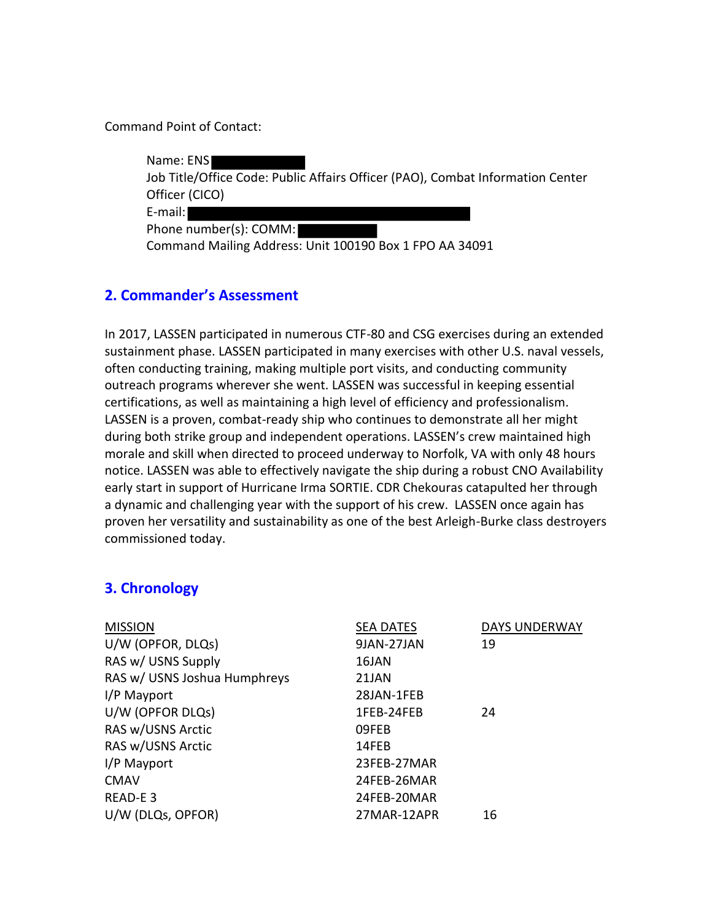Command Point of Contact:

Name: ENS
Job Title/Office Code: Public Affairs Officer (PAO), Combat Information Center Officer (CICO)
E-mail:
Phone number(s): COMM:
Command Mailing Address: Unit 100190 Box 1 FPO AA 34091

## 2. Commander's Assessment

In 2017, LASSEN participated in numerous CTF-80 and CSG exercises during an extended sustainment phase. LASSEN participated in many exercises with other U.S. naval vessels, often conducting training, making multiple port visits, and conducting community outreach programs wherever she went. LASSEN was successful in keeping essential certifications, as well as maintaining a high level of efficiency and professionalism. LASSEN is a proven, combat-ready ship who continues to demonstrate all her might during both strike group and independent operations. LASSEN's crew maintained high morale and skill when directed to proceed underway to Norfolk, VA with only 48 hours notice. LASSEN was able to effectively navigate the ship during a robust CNO Availability early start in support of Hurricane Irma SORTIE. CDR Chekouras catapulted her through a dynamic and challenging year with the support of his crew. LASSEN once again has proven her versatility and sustainability as one of the best Arleigh-Burke class destroyers commissioned today.

## 3. Chronology

| MISSION | SEA DATES | DAYS UNDERWAY |
| --- | --- | --- |
| U/W (OPFOR, DLQs) | 9JAN-27JAN | 19 |
| RAS w/ USNS Supply | 16JAN | |
| RAS w/ USNS Joshua Humphreys | 21JAN | |
| I/P Mayport | 28JAN-1FEB | |
| U/W (OPFOR DLQs) | 1FEB-24FEB | 24 |
| RAS w/USNS Arctic | 09FEB | |
| RAS w/USNS Arctic | 14FEB | |
| I/P Mayport | 23FEB-27MAR | |
| CMAV | 24FEB-26MAR | |
| READ-E 3 | 24FEB-20MAR | |
| U/W (DLQs, OPFOR) | 27MAR-12APR | 16 |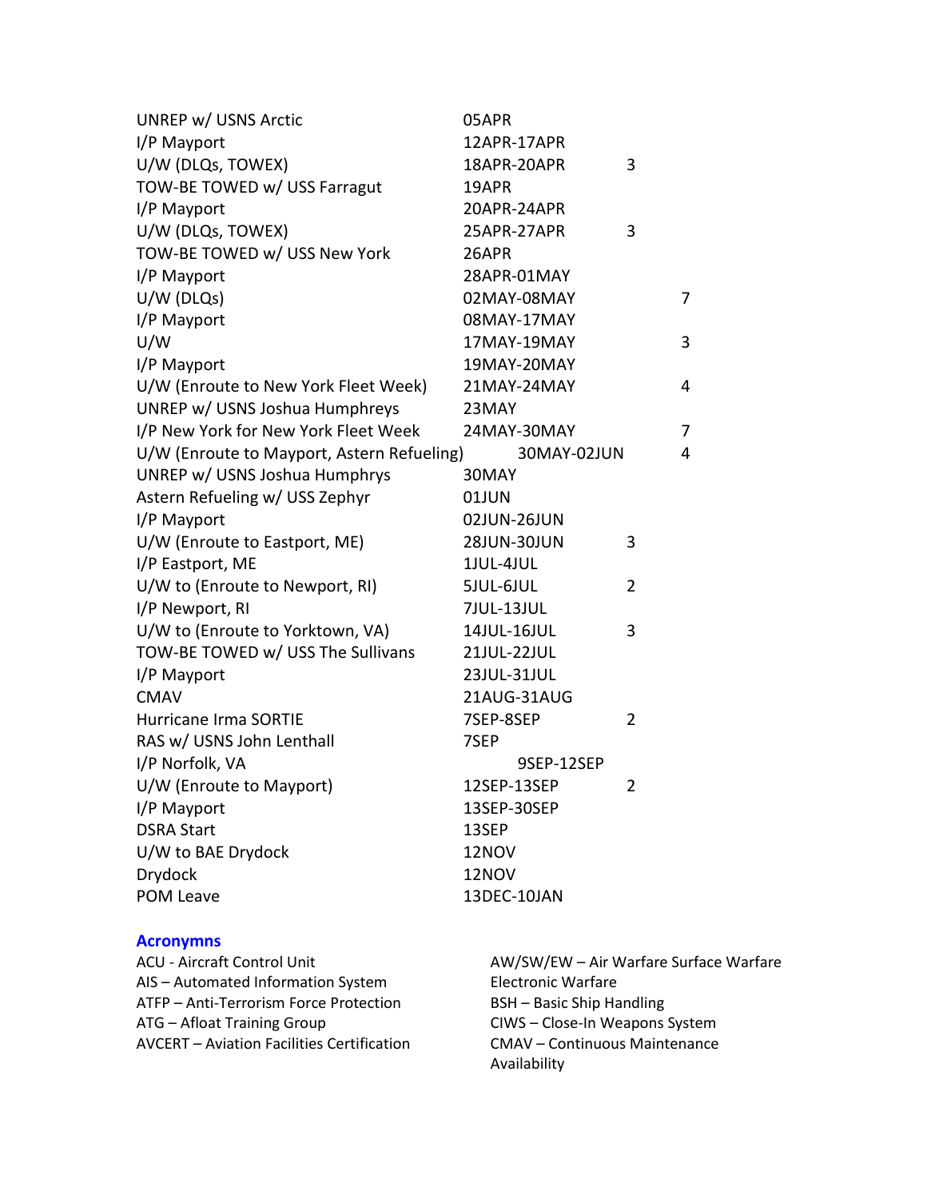| | | | |
|---|---|---|---|
| UNREP w/ USNS Arctic | 05APR | | |
| I/P Mayport | 12APR-17APR | | |
| U/W (DLQs, TOWEX) | 18APR-20APR | 3 | |
| TOW-BE TOWED w/ USS Farragut | 19APR | | |
| I/P Mayport | 20APR-24APR | | |
| U/W (DLQs, TOWEX) | 25APR-27APR | 3 | |
| TOW-BE TOWED w/ USS New York | 26APR | | |
| I/P Mayport | 28APR-01MAY | | |
| U/W (DLQs) | 02MAY-08MAY | | 7 |
| I/P Mayport | 08MAY-17MAY | | |
| U/W | 17MAY-19MAY | | 3 |
| I/P Mayport | 19MAY-20MAY | | |
| U/W (Enroute to New York Fleet Week) | 21MAY-24MAY | | 4 |
| UNREP w/ USNS Joshua Humphreys | 23MAY | | |
| I/P New York for New York Fleet Week | 24MAY-30MAY | | 7 |
| U/W (Enroute to Mayport, Astern Refueling) | 30MAY-02JUN | | 4 |
| UNREP w/ USNS Joshua Humphrys | 30MAY | | |
| Astern Refueling w/ USS Zephyr | 01JUN | | |
| I/P Mayport | 02JUN-26JUN | | |
| U/W (Enroute to Eastport, ME) | 28JUN-30JUN | 3 | |
| I/P Eastport, ME | 1JUL-4JUL | | |
| U/W to (Enroute to Newport, RI) | 5JUL-6JUL | 2 | |
| I/P Newport, RI | 7JUL-13JUL | | |
| U/W to (Enroute to Yorktown, VA) | 14JUL-16JUL | 3 | |
| TOW-BE TOWED w/ USS The Sullivans | 21JUL-22JUL | | |
| I/P Mayport | 23JUL-31JUL | | |
| CMAV | 21AUG-31AUG | | |
| Hurricane Irma SORTIE | 7SEP-8SEP | 2 | |
| RAS w/ USNS John Lenthall | 7SEP | | |
| I/P Norfolk, VA | 9SEP-12SEP | | |
| U/W (Enroute to Mayport) | 12SEP-13SEP | 2 | |
| I/P Mayport | 13SEP-30SEP | | |
| DSRA Start | 13SEP | | |
| U/W to BAE Drydock | 12NOV | | |
| Drydock | 12NOV | | |
| POM Leave | 13DEC-10JAN | | |

## Acronymns

ACU - Aircraft Control Unit
AIS – Automated Information System
ATFP – Anti-Terrorism Force Protection
ATG – Afloat Training Group
AVCERT – Aviation Facilities Certification
AW/SW/EW – Air Warfare Surface Warfare Electronic Warfare
BSH – Basic Ship Handling
CIWS – Close-In Weapons System
CMAV – Continuous Maintenance Availability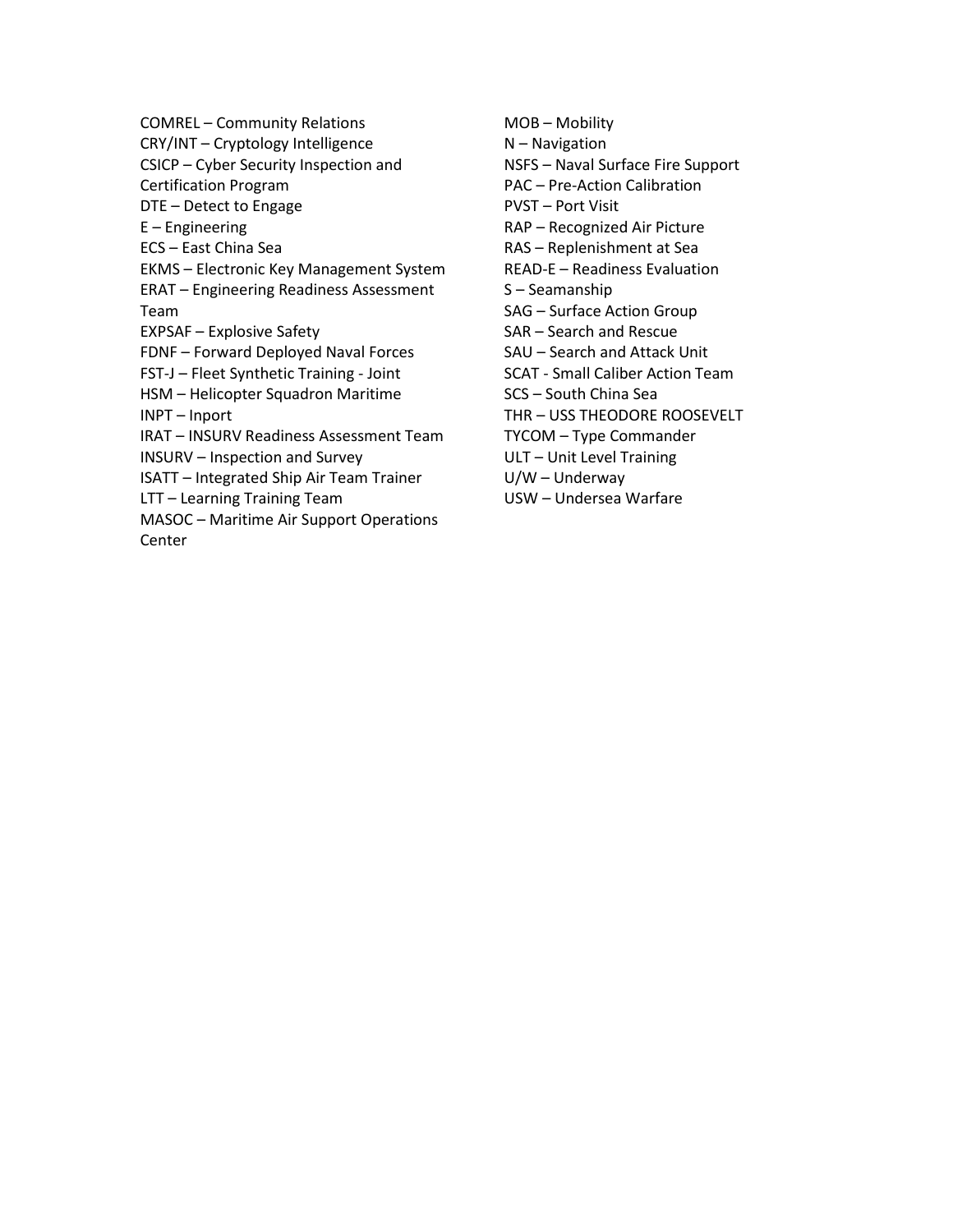COMREL – Community Relations
CRY/INT – Cryptology Intelligence
CSICP – Cyber Security Inspection and Certification Program
DTE – Detect to Engage
E – Engineering
ECS – East China Sea
EKMS – Electronic Key Management System
ERAT – Engineering Readiness Assessment Team
EXPSAF – Explosive Safety
FDNF – Forward Deployed Naval Forces
FST-J – Fleet Synthetic Training - Joint
HSM – Helicopter Squadron Maritime
INPT – Inport
IRAT – INSURV Readiness Assessment Team
INSURV – Inspection and Survey
ISATT – Integrated Ship Air Team Trainer
LTT – Learning Training Team
MASOC – Maritime Air Support Operations Center
MOB – Mobility
N – Navigation
NSFS – Naval Surface Fire Support
PAC – Pre-Action Calibration
PVST – Port Visit
RAP – Recognized Air Picture
RAS – Replenishment at Sea
READ-E – Readiness Evaluation
S – Seamanship
SAG – Surface Action Group
SAR – Search and Rescue
SAU – Search and Attack Unit
SCAT - Small Caliber Action Team
SCS – South China Sea
THR – USS THEODORE ROOSEVELT
TYCOM – Type Commander
ULT – Unit Level Training
U/W – Underway
USW – Undersea Warfare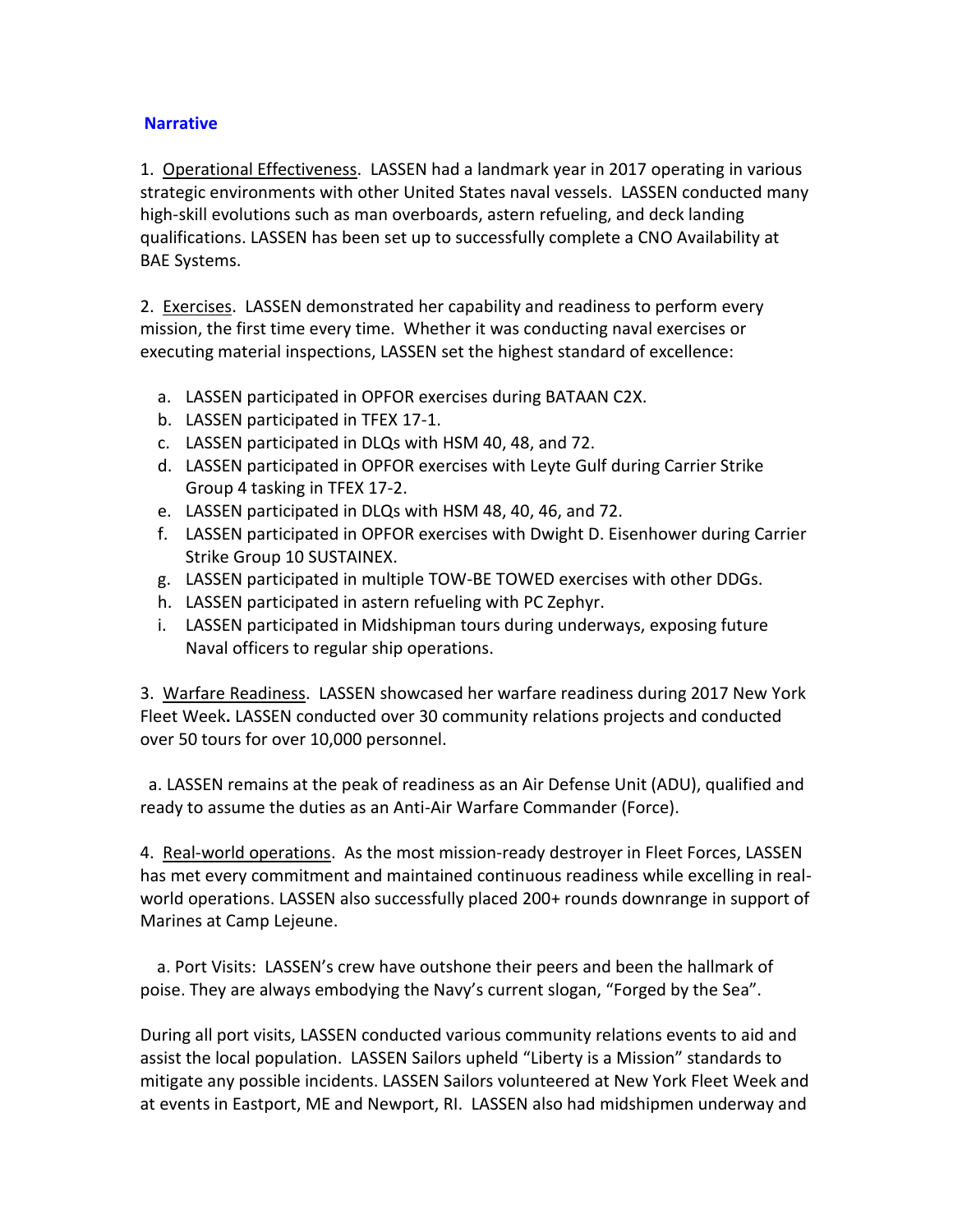**Narrative**

1. Operational Effectiveness. LASSEN had a landmark year in 2017 operating in various strategic environments with other United States naval vessels. LASSEN conducted many high-skill evolutions such as man overboards, astern refueling, and deck landing qualifications. LASSEN has been set up to successfully complete a CNO Availability at BAE Systems.

2. Exercises. LASSEN demonstrated her capability and readiness to perform every mission, the first time every time. Whether it was conducting naval exercises or executing material inspections, LASSEN set the highest standard of excellence:

   a. LASSEN participated in OPFOR exercises during BATAAN C2X.
   b. LASSEN participated in TFEX 17-1.
   c. LASSEN participated in DLQs with HSM 40, 48, and 72.
   d. LASSEN participated in OPFOR exercises with Leyte Gulf during Carrier Strike Group 4 tasking in TFEX 17-2.
   e. LASSEN participated in DLQs with HSM 48, 40, 46, and 72.
   f. LASSEN participated in OPFOR exercises with Dwight D. Eisenhower during Carrier Strike Group 10 SUSTAINEX.
   g. LASSEN participated in multiple TOW-BE TOWED exercises with other DDGs.
   h. LASSEN participated in astern refueling with PC Zephyr.
   i. LASSEN participated in Midshipman tours during underways, exposing future Naval officers to regular ship operations.

3. Warfare Readiness. LASSEN showcased her warfare readiness during 2017 New York Fleet Week**.** LASSEN conducted over 30 community relations projects and conducted over 50 tours for over 10,000 personnel.

   a. LASSEN remains at the peak of readiness as an Air Defense Unit (ADU), qualified and ready to assume the duties as an Anti-Air Warfare Commander (Force).

4. Real-world operations. As the most mission-ready destroyer in Fleet Forces, LASSEN has met every commitment and maintained continuous readiness while excelling in real-world operations. LASSEN also successfully placed 200+ rounds downrange in support of Marines at Camp Lejeune.

   a. Port Visits: LASSEN's crew have outshone their peers and been the hallmark of poise. They are always embodying the Navy's current slogan, "Forged by the Sea".

During all port visits, LASSEN conducted various community relations events to aid and assist the local population. LASSEN Sailors upheld "Liberty is a Mission" standards to mitigate any possible incidents. LASSEN Sailors volunteered at New York Fleet Week and at events in Eastport, ME and Newport, RI. LASSEN also had midshipmen underway and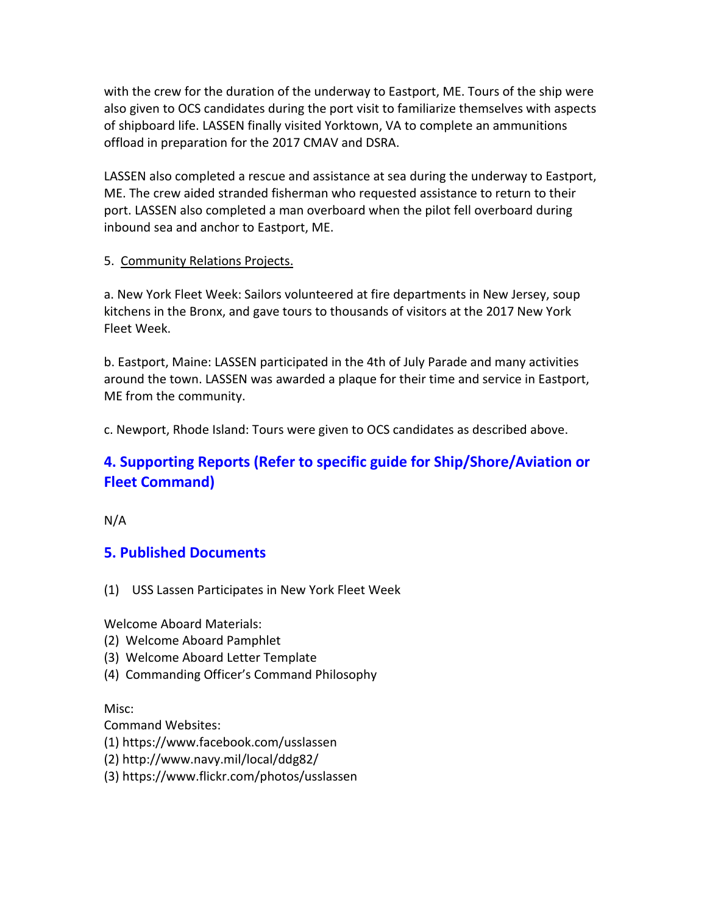with the crew for the duration of the underway to Eastport, ME. Tours of the ship were also given to OCS candidates during the port visit to familiarize themselves with aspects of shipboard life. LASSEN finally visited Yorktown, VA to complete an ammunitions offload in preparation for the 2017 CMAV and DSRA.

LASSEN also completed a rescue and assistance at sea during the underway to Eastport, ME. The crew aided stranded fisherman who requested assistance to return to their port. LASSEN also completed a man overboard when the pilot fell overboard during inbound sea and anchor to Eastport, ME.

5. Community Relations Projects.

a. New York Fleet Week: Sailors volunteered at fire departments in New Jersey, soup kitchens in the Bronx, and gave tours to thousands of visitors at the 2017 New York Fleet Week.

b. Eastport, Maine: LASSEN participated in the 4th of July Parade and many activities around the town. LASSEN was awarded a plaque for their time and service in Eastport, ME from the community.

c. Newport, Rhode Island: Tours were given to OCS candidates as described above.

## 4. Supporting Reports (Refer to specific guide for Ship/Shore/Aviation or Fleet Command)

N/A

## 5. Published Documents

(1) USS Lassen Participates in New York Fleet Week

Welcome Aboard Materials:
(2) Welcome Aboard Pamphlet
(3) Welcome Aboard Letter Template
(4) Commanding Officer's Command Philosophy

Misc:
Command Websites:
(1) https://www.facebook.com/usslassen
(2) http://www.navy.mil/local/ddg82/
(3) https://www.flickr.com/photos/usslassen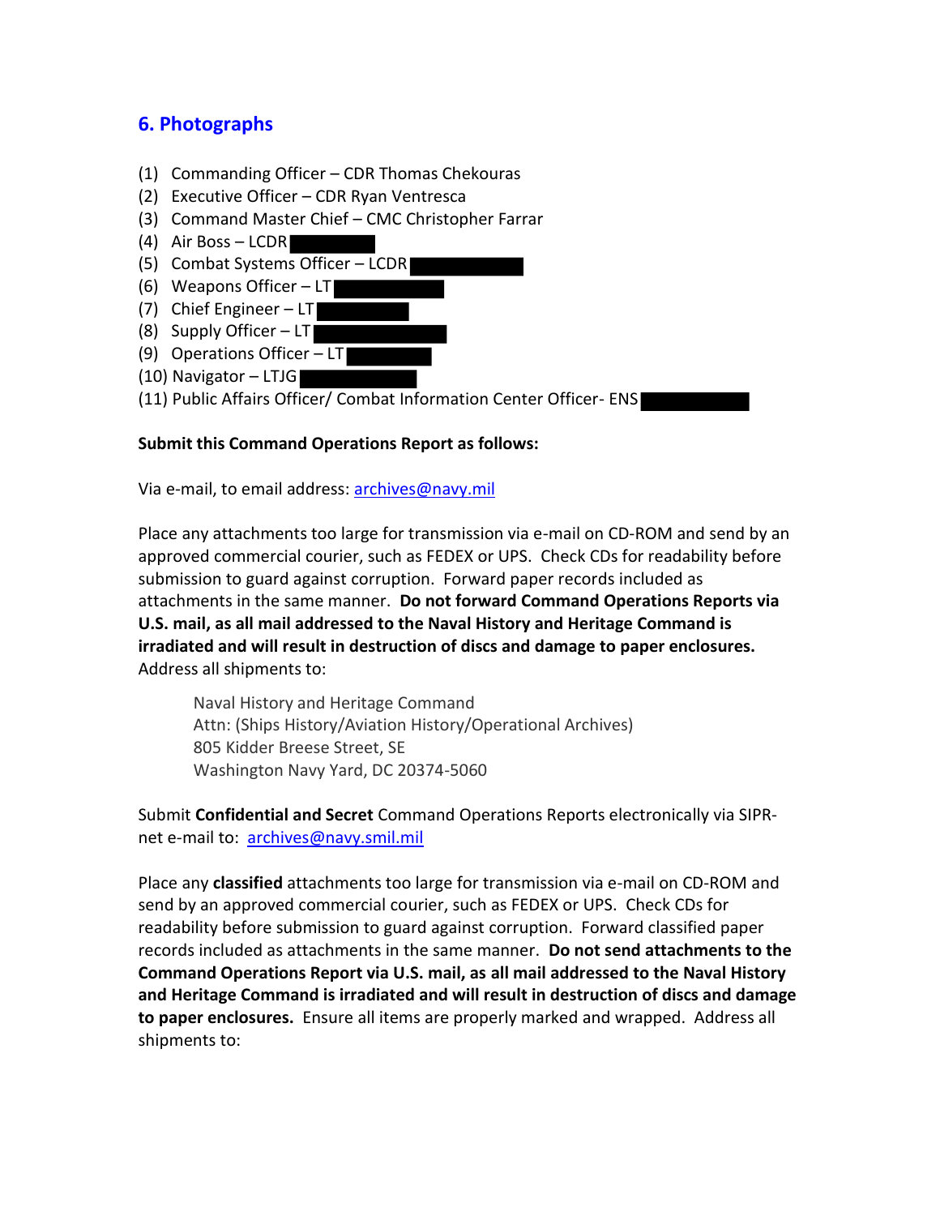## 6. Photographs

(1) Commanding Officer – CDR Thomas Chekouras
(2) Executive Officer – CDR Ryan Ventresca
(3) Command Master Chief – CMC Christopher Farrar
(4) Air Boss – LCDR
(5) Combat Systems Officer – LCDR
(6) Weapons Officer – LT
(7) Chief Engineer – LT
(8) Supply Officer – LT
(9) Operations Officer – LT
(10) Navigator – LTJG
(11) Public Affairs Officer/ Combat Information Center Officer- ENS

**Submit this Command Operations Report as follows:**

Via e-mail, to email address: archives@navy.mil

Place any attachments too large for transmission via e-mail on CD-ROM and send by an approved commercial courier, such as FEDEX or UPS. Check CDs for readability before submission to guard against corruption. Forward paper records included as attachments in the same manner. **Do not forward Command Operations Reports via U.S. mail, as all mail addressed to the Naval History and Heritage Command is irradiated and will result in destruction of discs and damage to paper enclosures.** Address all shipments to:

> Naval History and Heritage Command
> Attn: (Ships History/Aviation History/Operational Archives)
> 805 Kidder Breese Street, SE
> Washington Navy Yard, DC 20374-5060

Submit **Confidential and Secret** Command Operations Reports electronically via SIPR-net e-mail to: archives@navy.smil.mil

Place any **classified** attachments too large for transmission via e-mail on CD-ROM and send by an approved commercial courier, such as FEDEX or UPS. Check CDs for readability before submission to guard against corruption. Forward classified paper records included as attachments in the same manner. **Do not send attachments to the Command Operations Report via U.S. mail, as all mail addressed to the Naval History and Heritage Command is irradiated and will result in destruction of discs and damage to paper enclosures.** Ensure all items are properly marked and wrapped. Address all shipments to: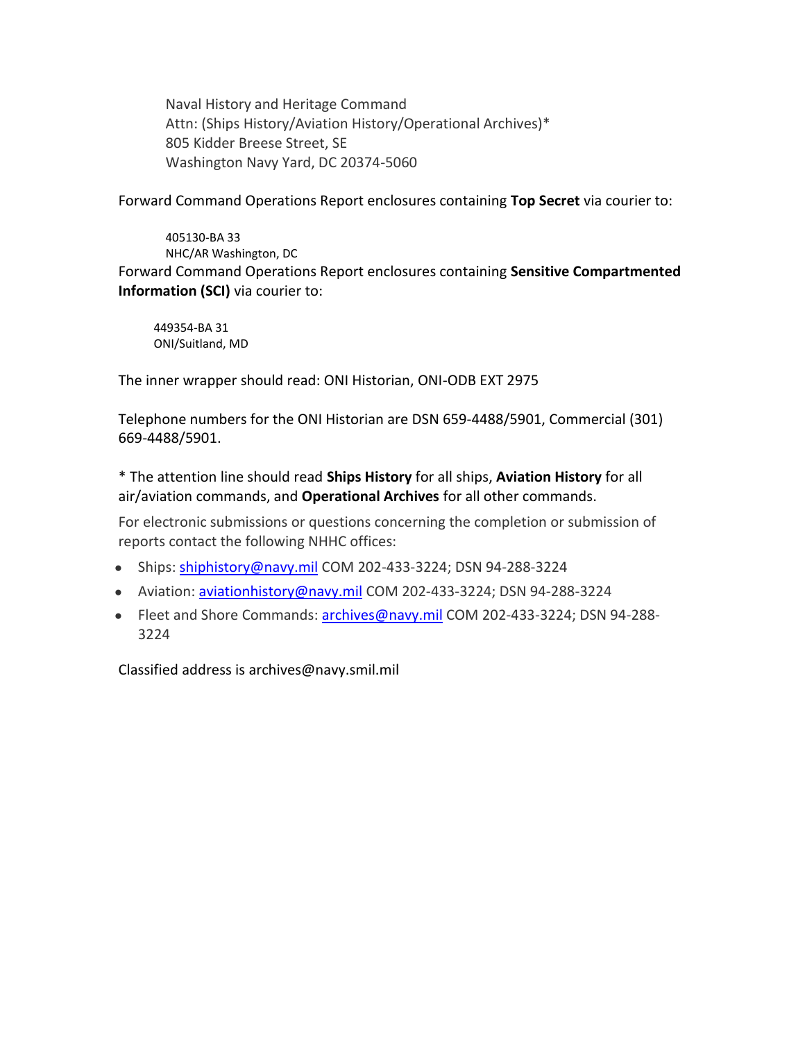Naval History and Heritage Command
Attn: (Ships History/Aviation History/Operational Archives)*
805 Kidder Breese Street, SE
Washington Navy Yard, DC 20374-5060

Forward Command Operations Report enclosures containing **Top Secret** via courier to:

405130-BA 33
NHC/AR Washington, DC

Forward Command Operations Report enclosures containing **Sensitive Compartmented Information (SCI)** via courier to:

449354-BA 31
ONI/Suitland, MD

The inner wrapper should read: ONI Historian, ONI-ODB EXT 2975

Telephone numbers for the ONI Historian are DSN 659-4488/5901, Commercial (301) 669-4488/5901.

* The attention line should read **Ships History** for all ships, **Aviation History** for all air/aviation commands, and **Operational Archives** for all other commands.

For electronic submissions or questions concerning the completion or submission of reports contact the following NHHC offices:

- Ships: shiphistory@navy.mil COM 202-433-3224; DSN 94-288-3224
- Aviation: aviationhistory@navy.mil COM 202-433-3224; DSN 94-288-3224
- Fleet and Shore Commands: archives@navy.mil COM 202-433-3224; DSN 94-288-3224

Classified address is archives@navy.smil.mil